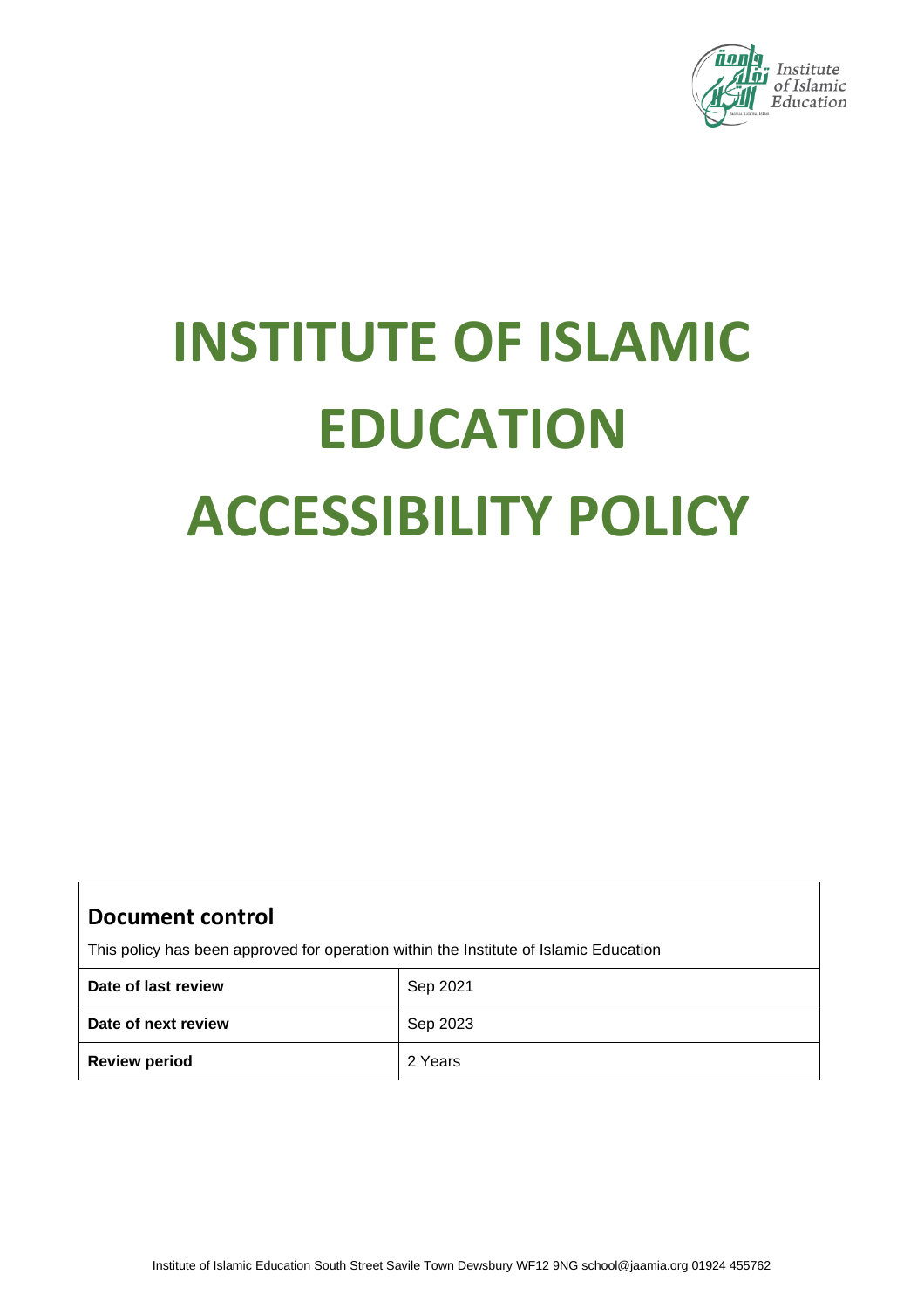# INSTITUTE OF ISLAMIC EDUCATION ACCESSIBILITY POLICY

## Document control

This policy has been approved for operation within the Institute of Islamic Education

| Date of last review | Sep 2021 |
| --- | --- |
| Date of next review | Sep 2023 |
| Review period | 2 Years |

Institute of Islamic Education South Street Savile Town Dewsbury WF12 9NG school@jaamia.org 01924 455762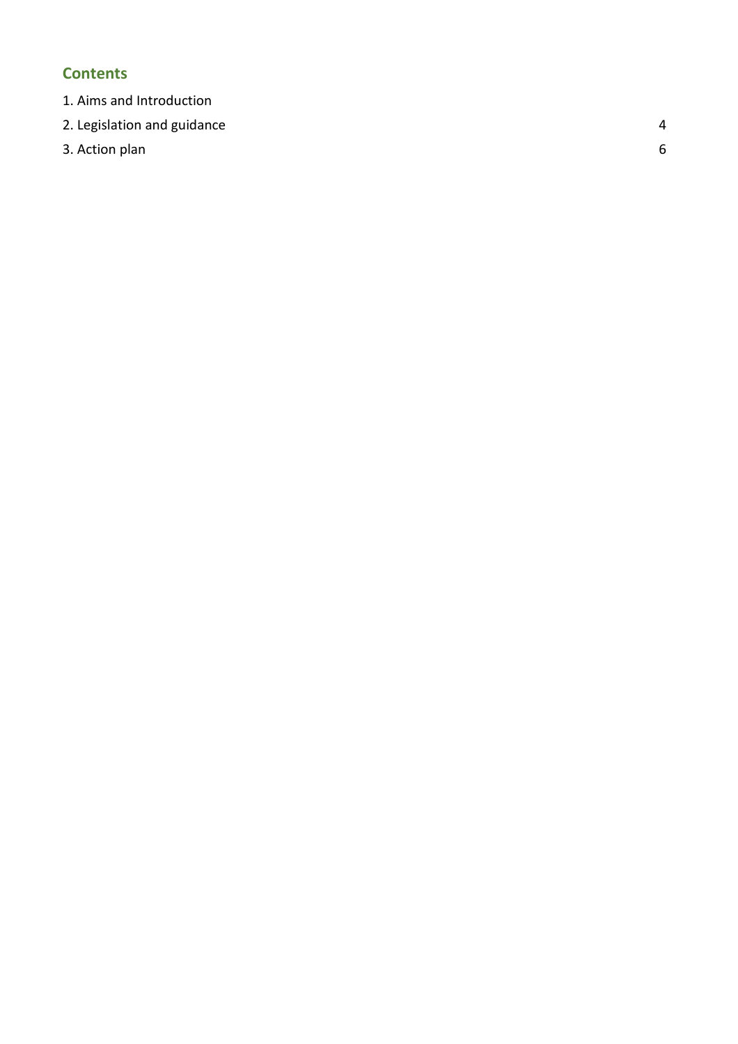## Contents

1. Aims and Introduction
2. Legislation and guidance 4
3. Action plan 6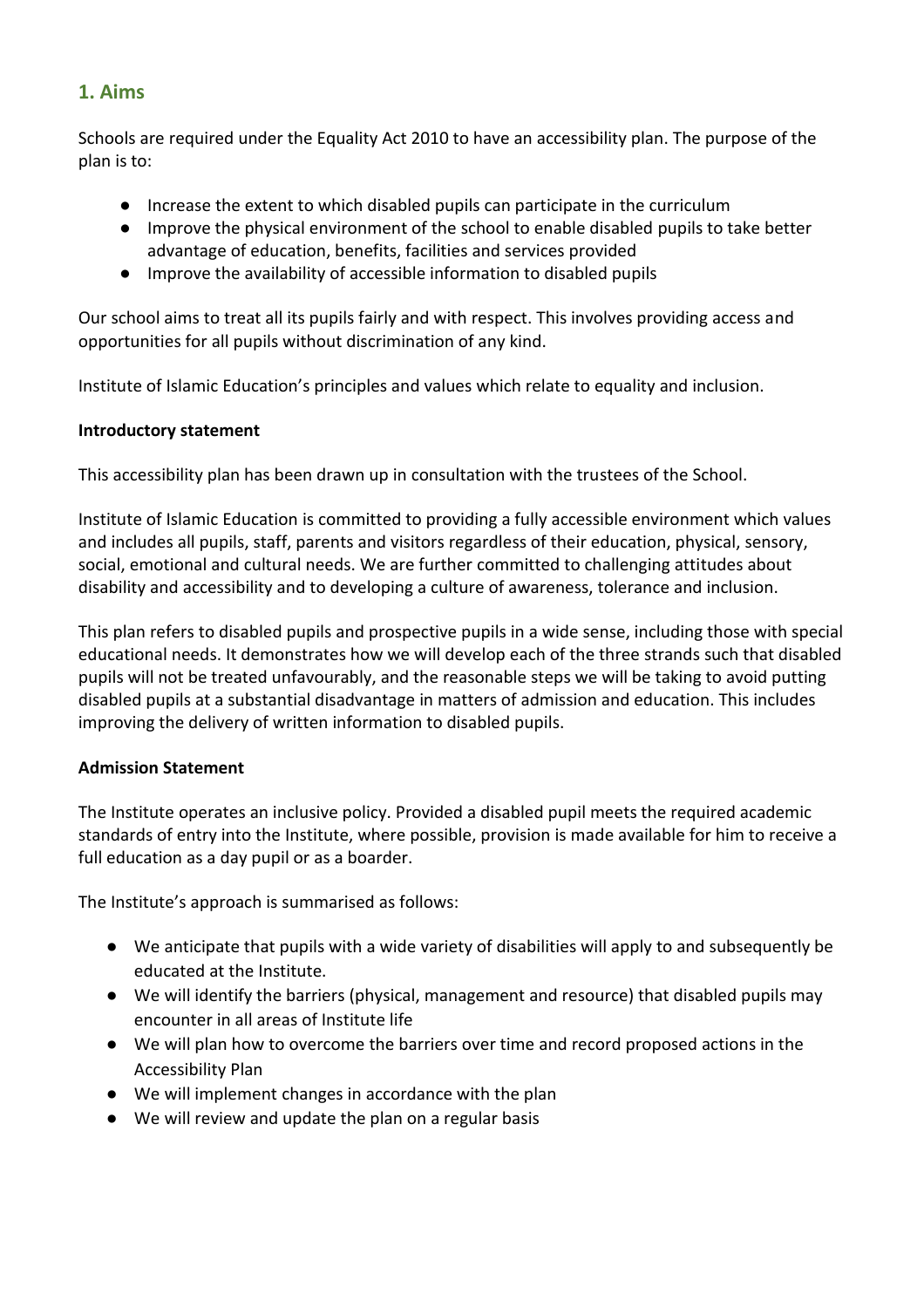## 1. Aims

Schools are required under the Equality Act 2010 to have an accessibility plan. The purpose of the plan is to:

- Increase the extent to which disabled pupils can participate in the curriculum
- Improve the physical environment of the school to enable disabled pupils to take better advantage of education, benefits, facilities and services provided
- Improve the availability of accessible information to disabled pupils

Our school aims to treat all its pupils fairly and with respect. This involves providing access and opportunities for all pupils without discrimination of any kind.

Institute of Islamic Education's principles and values which relate to equality and inclusion.

**Introductory statement**

This accessibility plan has been drawn up in consultation with the trustees of the School.

Institute of Islamic Education is committed to providing a fully accessible environment which values and includes all pupils, staff, parents and visitors regardless of their education, physical, sensory, social, emotional and cultural needs. We are further committed to challenging attitudes about disability and accessibility and to developing a culture of awareness, tolerance and inclusion.

This plan refers to disabled pupils and prospective pupils in a wide sense, including those with special educational needs. It demonstrates how we will develop each of the three strands such that disabled pupils will not be treated unfavourably, and the reasonable steps we will be taking to avoid putting disabled pupils at a substantial disadvantage in matters of admission and education. This includes improving the delivery of written information to disabled pupils.

**Admission Statement**

The Institute operates an inclusive policy. Provided a disabled pupil meets the required academic standards of entry into the Institute, where possible, provision is made available for him to receive a full education as a day pupil or as a boarder.

The Institute's approach is summarised as follows:

- We anticipate that pupils with a wide variety of disabilities will apply to and subsequently be educated at the Institute.
- We will identify the barriers (physical, management and resource) that disabled pupils may encounter in all areas of Institute life
- We will plan how to overcome the barriers over time and record proposed actions in the Accessibility Plan
- We will implement changes in accordance with the plan
- We will review and update the plan on a regular basis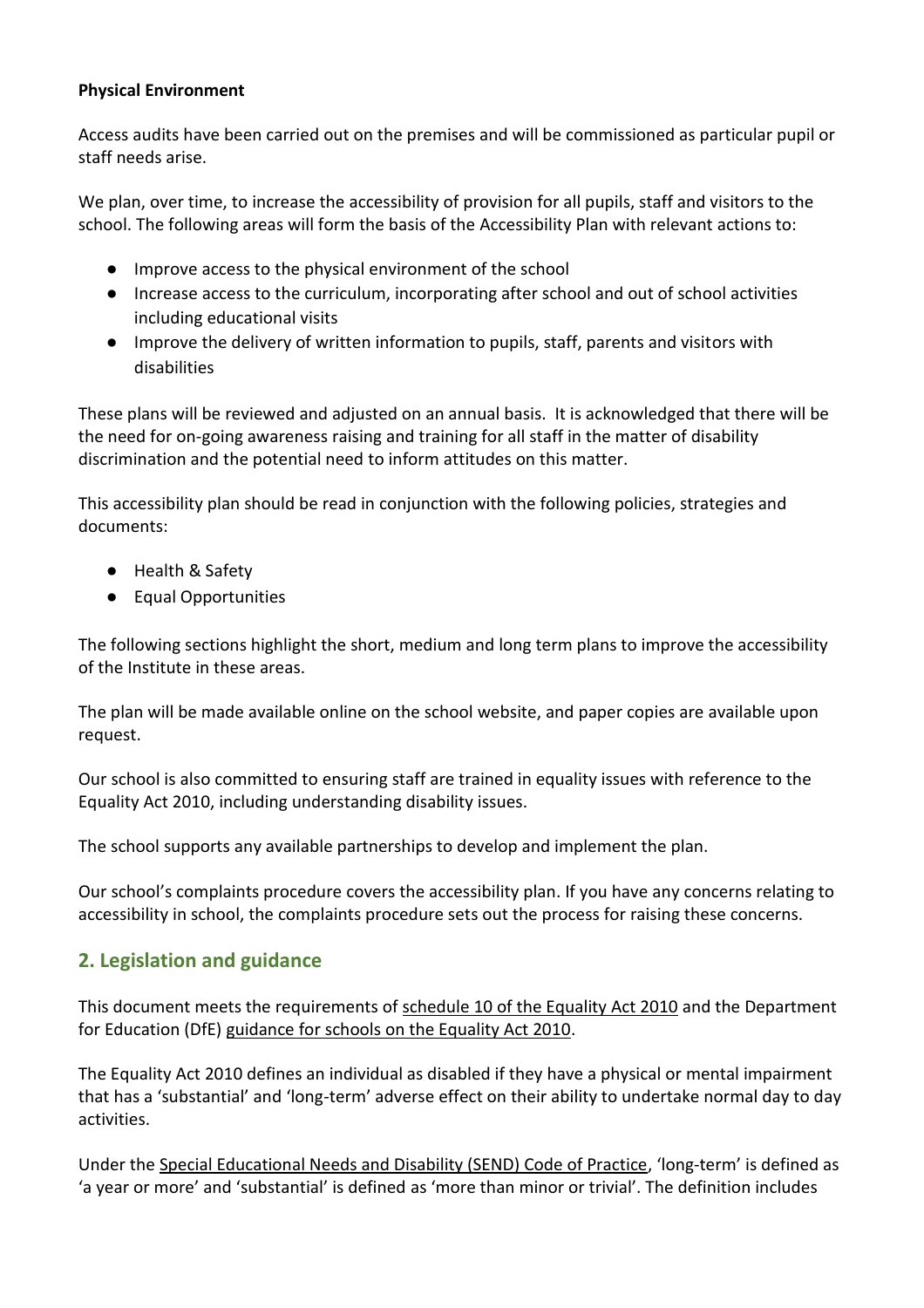**Physical Environment**

Access audits have been carried out on the premises and will be commissioned as particular pupil or staff needs arise.

We plan, over time, to increase the accessibility of provision for all pupils, staff and visitors to the school. The following areas will form the basis of the Accessibility Plan with relevant actions to:

- Improve access to the physical environment of the school
- Increase access to the curriculum, incorporating after school and out of school activities including educational visits
- Improve the delivery of written information to pupils, staff, parents and visitors with disabilities

These plans will be reviewed and adjusted on an annual basis. It is acknowledged that there will be the need for on-going awareness raising and training for all staff in the matter of disability discrimination and the potential need to inform attitudes on this matter.

This accessibility plan should be read in conjunction with the following policies, strategies and documents:

- Health & Safety
- Equal Opportunities

The following sections highlight the short, medium and long term plans to improve the accessibility of the Institute in these areas.

The plan will be made available online on the school website, and paper copies are available upon request.

Our school is also committed to ensuring staff are trained in equality issues with reference to the Equality Act 2010, including understanding disability issues.

The school supports any available partnerships to develop and implement the plan.

Our school's complaints procedure covers the accessibility plan. If you have any concerns relating to accessibility in school, the complaints procedure sets out the process for raising these concerns.

## 2. Legislation and guidance

This document meets the requirements of schedule 10 of the Equality Act 2010 and the Department for Education (DfE) guidance for schools on the Equality Act 2010.

The Equality Act 2010 defines an individual as disabled if they have a physical or mental impairment that has a 'substantial' and 'long-term' adverse effect on their ability to undertake normal day to day activities.

Under the Special Educational Needs and Disability (SEND) Code of Practice, 'long-term' is defined as 'a year or more' and 'substantial' is defined as 'more than minor or trivial'. The definition includes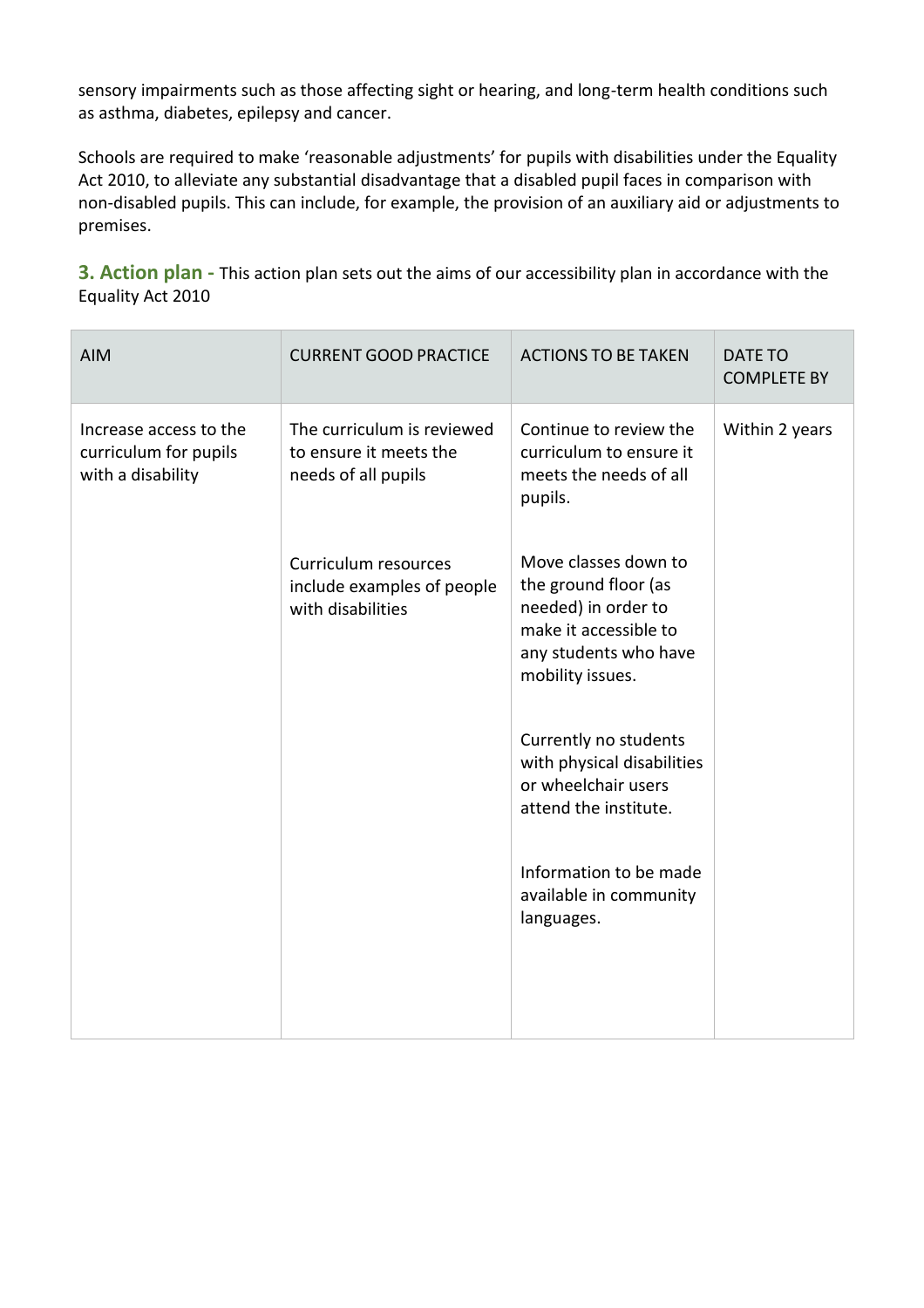sensory impairments such as those affecting sight or hearing, and long-term health conditions such as asthma, diabetes, epilepsy and cancer.

Schools are required to make 'reasonable adjustments' for pupils with disabilities under the Equality Act 2010, to alleviate any substantial disadvantage that a disabled pupil faces in comparison with non-disabled pupils. This can include, for example, the provision of an auxiliary aid or adjustments to premises.

## 3. Action plan - This action plan sets out the aims of our accessibility plan in accordance with the Equality Act 2010

| AIM | CURRENT GOOD PRACTICE | ACTIONS TO BE TAKEN | DATE TO COMPLETE BY |
|---|---|---|---|
| Increase access to the curriculum for pupils with a disability | The curriculum is reviewed to ensure it meets the needs of all pupils<br><br>Curriculum resources include examples of people with disabilities | Continue to review the curriculum to ensure it meets the needs of all pupils.<br><br>Move classes down to the ground floor (as needed) in order to make it accessible to any students who have mobility issues.<br><br>Currently no students with physical disabilities or wheelchair users attend the institute.<br><br>Information to be made available in community languages. | Within 2 years |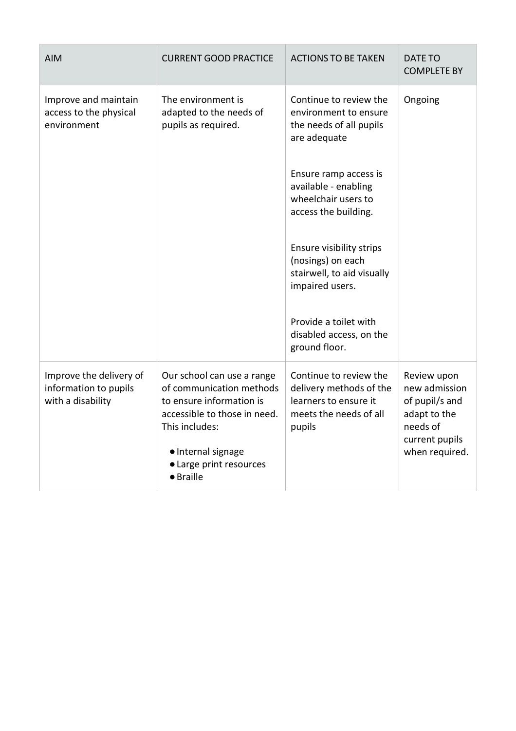| AIM | CURRENT GOOD PRACTICE | ACTIONS TO BE TAKEN | DATE TO COMPLETE BY |
|---|---|---|---|
| Improve and maintain access to the physical environment | The environment is adapted to the needs of pupils as required. | Continue to review the environment to ensure the needs of all pupils are adequate<br><br>Ensure ramp access is available - enabling wheelchair users to access the building.<br><br>Ensure visibility strips (nosings) on each stairwell, to aid visually impaired users.<br><br>Provide a toilet with disabled access, on the ground floor. | Ongoing |
| Improve the delivery of information to pupils with a disability | Our school can use a range of communication methods to ensure information is accessible to those in need. This includes:<br>• Internal signage<br>• Large print resources<br>• Braille | Continue to review the delivery methods of the learners to ensure it meets the needs of all pupils | Review upon new admission of pupil/s and adapt to the needs of current pupils when required. |